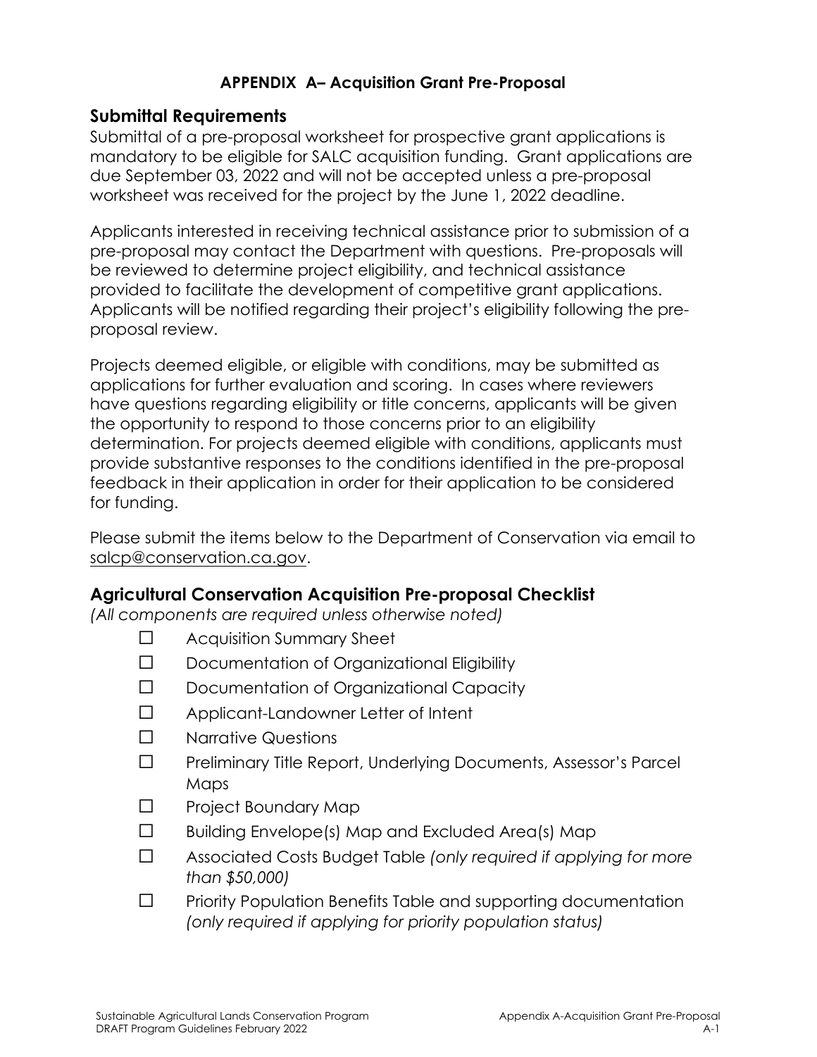# APPENDIX A– Acquisition Grant Pre-Proposal

## Submittal Requirements

Submittal of a pre-proposal worksheet for prospective grant applications is mandatory to be eligible for SALC acquisition funding. Grant applications are due September 03, 2022 and will not be accepted unless a pre-proposal worksheet was received for the project by the June 1, 2022 deadline.

Applicants interested in receiving technical assistance prior to submission of a pre-proposal may contact the Department with questions. Pre-proposals will be reviewed to determine project eligibility, and technical assistance provided to facilitate the development of competitive grant applications. Applicants will be notified regarding their project's eligibility following the pre-proposal review.

Projects deemed eligible, or eligible with conditions, may be submitted as applications for further evaluation and scoring. In cases where reviewers have questions regarding eligibility or title concerns, applicants will be given the opportunity to respond to those concerns prior to an eligibility determination. For projects deemed eligible with conditions, applicants must provide substantive responses to the conditions identified in the pre-proposal feedback in their application in order for their application to be considered for funding.

Please submit the items below to the Department of Conservation via email to salcp@conservation.ca.gov.

## Agricultural Conservation Acquisition Pre-proposal Checklist

*(All components are required unless otherwise noted)*

- ☐ Acquisition Summary Sheet
- ☐ Documentation of Organizational Eligibility
- ☐ Documentation of Organizational Capacity
- ☐ Applicant-Landowner Letter of Intent
- ☐ Narrative Questions
- ☐ Preliminary Title Report, Underlying Documents, Assessor's Parcel Maps
- ☐ Project Boundary Map
- ☐ Building Envelope(s) Map and Excluded Area(s) Map
- ☐ Associated Costs Budget Table *(only required if applying for more than $50,000)*
- ☐ Priority Population Benefits Table and supporting documentation *(only required if applying for priority population status)*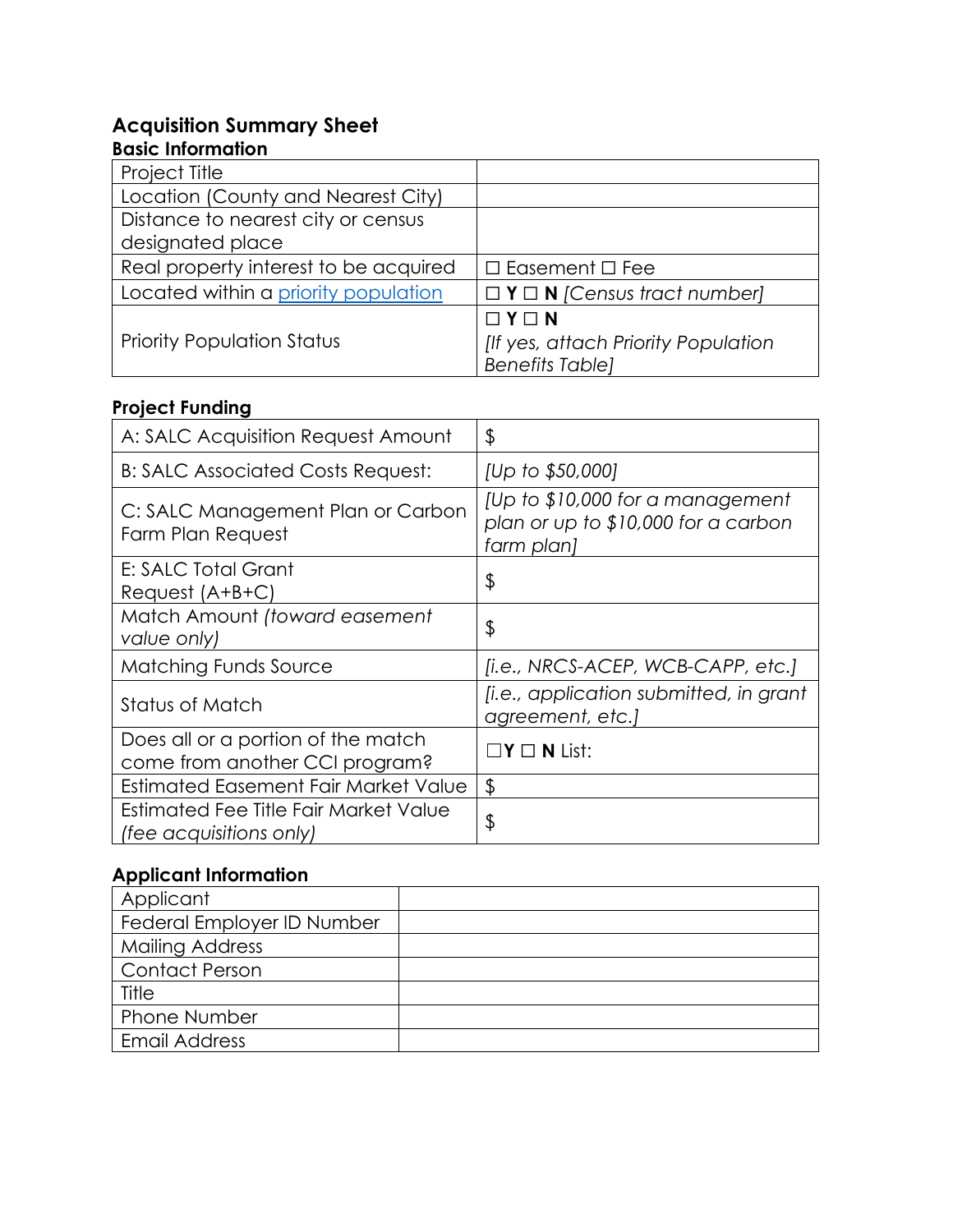# Acquisition Summary Sheet

## Basic Information

| Project Title | |
|---|---|
| Location (County and Nearest City) | |
| Distance to nearest city or census designated place | |
| Real property interest to be acquired | ☐ Easement ☐ Fee |
| Located within a [priority population](#) | ☐ **Y** ☐ **N** *[Census tract number]* |
| Priority Population Status | ☐ **Y** ☐ **N** *[If yes, attach Priority Population Benefits Table]* |

## Project Funding

| A: SALC Acquisition Request Amount | $ |
|---|---|
| B: SALC Associated Costs Request: | *[Up to $50,000]* |
| C: SALC Management Plan or Carbon Farm Plan Request | *[Up to $10,000 for a management plan or up to $10,000 for a carbon farm plan]* |
| E: SALC Total Grant Request (A+B+C) | $ |
| Match Amount *(toward easement value only)* | $ |
| Matching Funds Source | *[i.e., NRCS-ACEP, WCB-CAPP, etc.]* |
| Status of Match | *[i.e., application submitted, in grant agreement, etc.]* |
| Does all or a portion of the match come from another CCI program? | ☐**Y** ☐ **N** List: |
| Estimated Easement Fair Market Value | $ |
| Estimated Fee Title Fair Market Value *(fee acquisitions only)* | $ |

## Applicant Information

| Applicant | |
|---|---|
| Federal Employer ID Number | |
| Mailing Address | |
| Contact Person | |
| Title | |
| Phone Number | |
| Email Address | |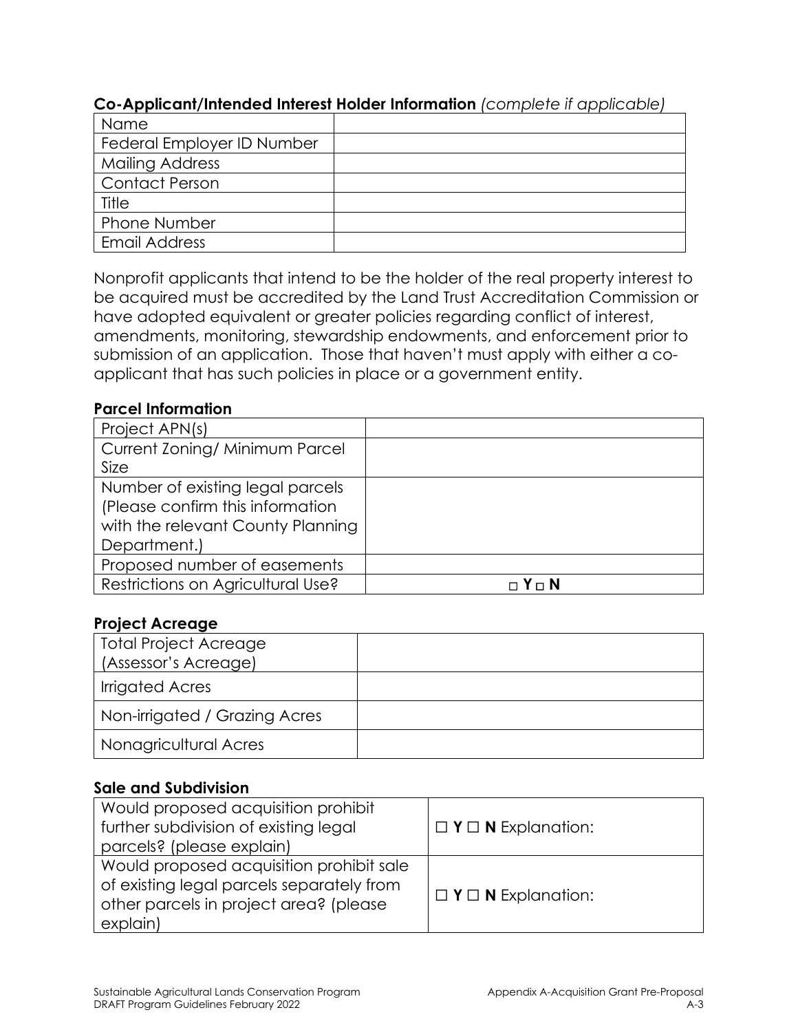**Co-Applicant/Intended Interest Holder Information** *(complete if applicable)*

| | |
|---|---|
| Name | |
| Federal Employer ID Number | |
| Mailing Address | |
| Contact Person | |
| Title | |
| Phone Number | |
| Email Address | |

Nonprofit applicants that intend to be the holder of the real property interest to be acquired must be accredited by the Land Trust Accreditation Commission or have adopted equivalent or greater policies regarding conflict of interest, amendments, monitoring, stewardship endowments, and enforcement prior to submission of an application. Those that haven't must apply with either a co-applicant that has such policies in place or a government entity.

### Parcel Information

| | |
|---|---|
| Project APN(s) | |
| Current Zoning/ Minimum Parcel Size | |
| Number of existing legal parcels (Please confirm this information with the relevant County Planning Department.) | |
| Proposed number of easements | |
| Restrictions on Agricultural Use? | □ **Y** □ **N** |

### Project Acreage

| | |
|---|---|
| Total Project Acreage (Assessor's Acreage) | |
| Irrigated Acres | |
| Non-irrigated / Grazing Acres | |
| Nonagricultural Acres | |

### Sale and Subdivision

| | |
|---|---|
| Would proposed acquisition prohibit further subdivision of existing legal parcels? (please explain) | ☐ **Y** ☐ **N** Explanation: |
| Would proposed acquisition prohibit sale of existing legal parcels separately from other parcels in project area? (please explain) | ☐ **Y** ☐ **N** Explanation: |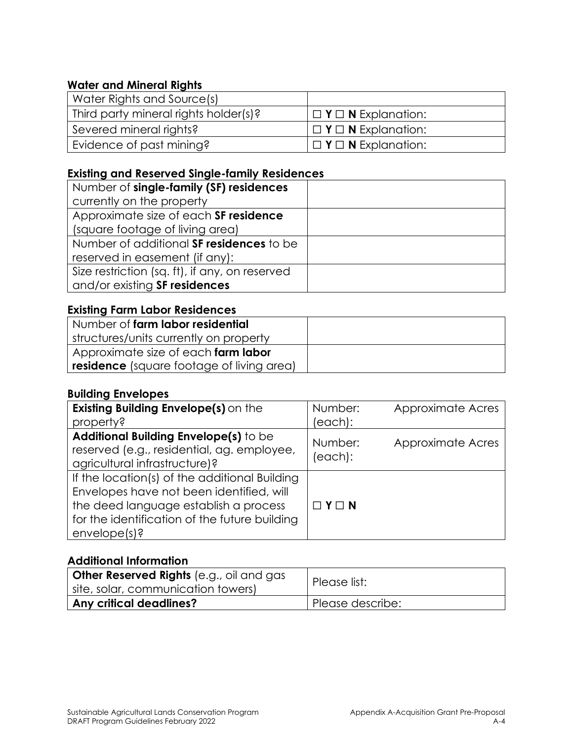### Water and Mineral Rights

| | |
|---|---|
| Water Rights and Source(s) | |
| Third party mineral rights holder(s)? | ☐ **Y** ☐ **N** Explanation: |
| Severed mineral rights? | ☐ **Y** ☐ **N** Explanation: |
| Evidence of past mining? | ☐ **Y** ☐ **N** Explanation: |

### Existing and Reserved Single-family Residences

| | |
|---|---|
| Number of **single-family (SF) residences** currently on the property | |
| Approximate size of each **SF residence** (square footage of living area) | |
| Number of additional **SF residences** to be reserved in easement (if any): | |
| Size restriction (sq. ft), if any, on reserved and/or existing **SF residences** | |

### Existing Farm Labor Residences

| | |
|---|---|
| Number of **farm labor residential** structures/units currently on property | |
| Approximate size of each **farm labor residence** (square footage of living area) | |

### Building Envelopes

| | | |
|---|---|---|
| **Existing Building Envelope(s)** on the property? | Number: | Approximate Acres (each): |
| **Additional Building Envelope(s)** to be reserved (e.g., residential, ag. employee, agricultural infrastructure)? | Number: | Approximate Acres (each): |
| If the location(s) of the additional Building Envelopes have not been identified, will the deed language establish a process for the identification of the future building envelope(s)? | ☐ **Y** ☐ **N** | |

### Additional Information

| | |
|---|---|
| **Other Reserved Rights** (e.g., oil and gas site, solar, communication towers) | Please list: |
| **Any critical deadlines?** | Please describe: |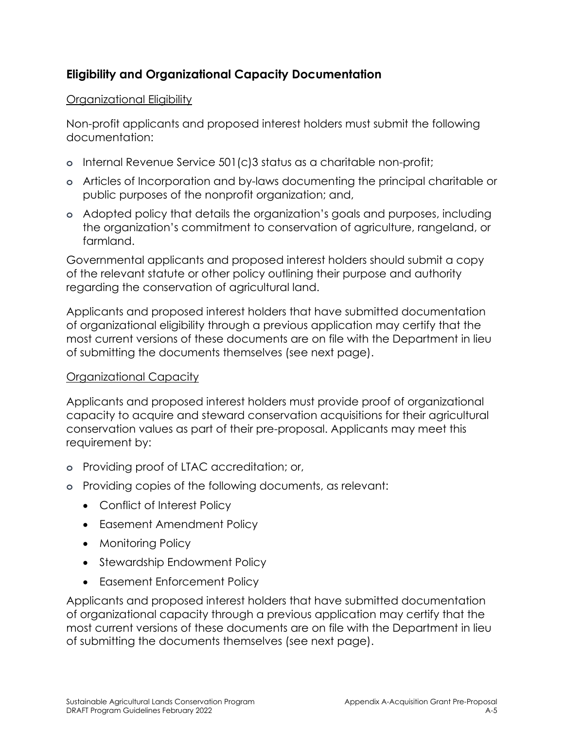## Eligibility and Organizational Capacity Documentation

Organizational Eligibility

Non-profit applicants and proposed interest holders must submit the following documentation:

- Internal Revenue Service 501(c)3 status as a charitable non-profit;
- Articles of Incorporation and by-laws documenting the principal charitable or public purposes of the nonprofit organization; and,
- Adopted policy that details the organization's goals and purposes, including the organization's commitment to conservation of agriculture, rangeland, or farmland.

Governmental applicants and proposed interest holders should submit a copy of the relevant statute or other policy outlining their purpose and authority regarding the conservation of agricultural land.

Applicants and proposed interest holders that have submitted documentation of organizational eligibility through a previous application may certify that the most current versions of these documents are on file with the Department in lieu of submitting the documents themselves (see next page).

Organizational Capacity

Applicants and proposed interest holders must provide proof of organizational capacity to acquire and steward conservation acquisitions for their agricultural conservation values as part of their pre-proposal. Applicants may meet this requirement by:

- Providing proof of LTAC accreditation; or,
- Providing copies of the following documents, as relevant:
  - Conflict of Interest Policy
  - Easement Amendment Policy
  - Monitoring Policy
  - Stewardship Endowment Policy
  - Easement Enforcement Policy

Applicants and proposed interest holders that have submitted documentation of organizational capacity through a previous application may certify that the most current versions of these documents are on file with the Department in lieu of submitting the documents themselves (see next page).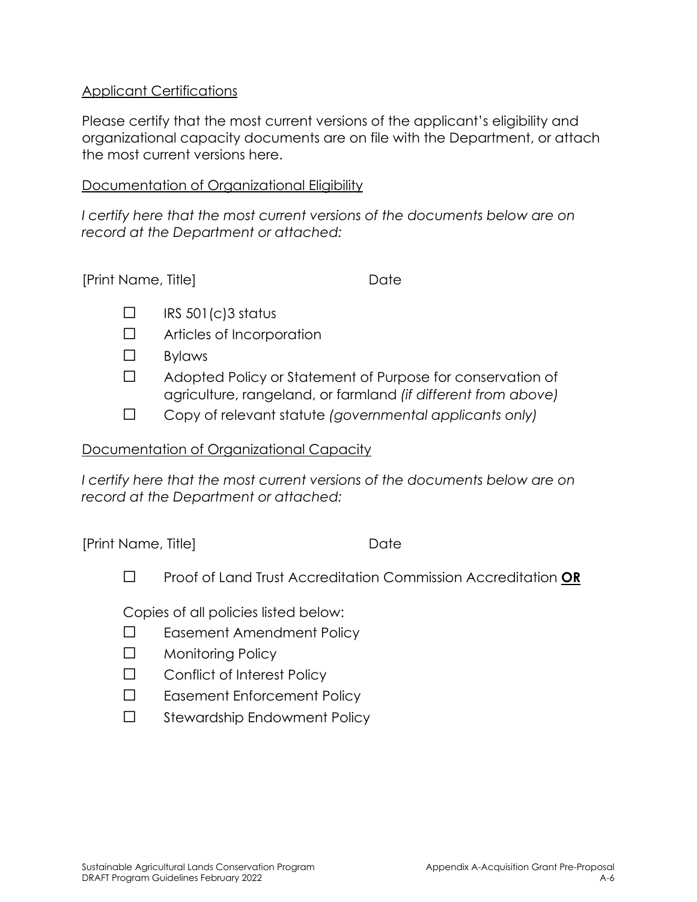Applicant Certifications

Please certify that the most current versions of the applicant's eligibility and organizational capacity documents are on file with the Department, or attach the most current versions here.

Documentation of Organizational Eligibility

*I certify here that the most current versions of the documents below are on record at the Department or attached:*

[Print Name, Title] Date

- ☐ IRS 501(c)3 status
- ☐ Articles of Incorporation
- ☐ Bylaws
- ☐ Adopted Policy or Statement of Purpose for conservation of agriculture, rangeland, or farmland *(if different from above)*
- ☐ Copy of relevant statute *(governmental applicants only)*

Documentation of Organizational Capacity

*I certify here that the most current versions of the documents below are on record at the Department or attached:*

[Print Name, Title] Date

- ☐ Proof of Land Trust Accreditation Commission Accreditation **OR**

Copies of all policies listed below:

- ☐ Easement Amendment Policy
- ☐ Monitoring Policy
- ☐ Conflict of Interest Policy
- ☐ Easement Enforcement Policy
- ☐ Stewardship Endowment Policy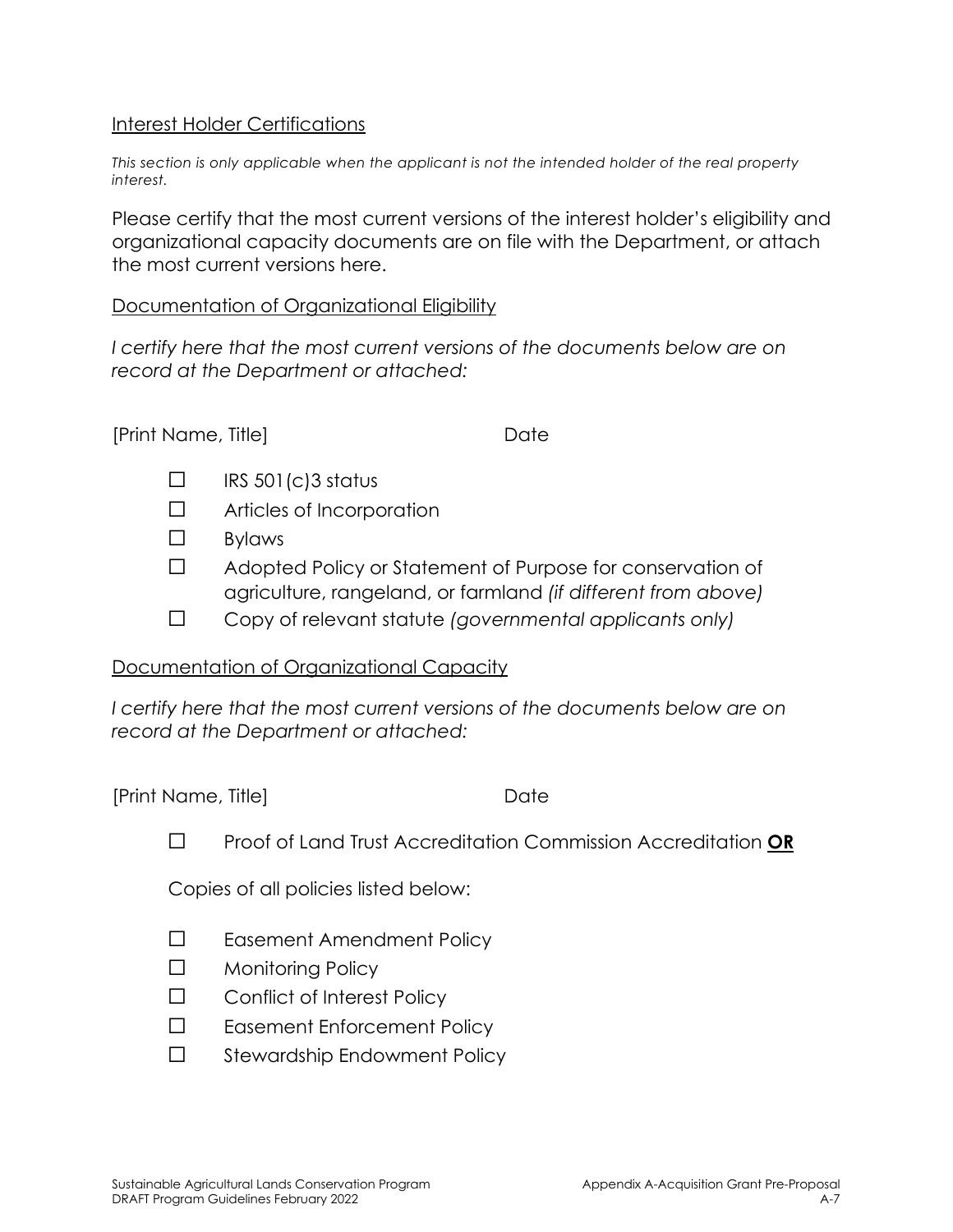Interest Holder Certifications

*This section is only applicable when the applicant is not the intended holder of the real property interest.*

Please certify that the most current versions of the interest holder's eligibility and organizational capacity documents are on file with the Department, or attach the most current versions here.

Documentation of Organizational Eligibility

*I certify here that the most current versions of the documents below are on record at the Department or attached:*

[Print Name, Title] Date

- ☐ IRS 501(c)3 status
- ☐ Articles of Incorporation
- ☐ Bylaws
- ☐ Adopted Policy or Statement of Purpose for conservation of agriculture, rangeland, or farmland *(if different from above)*
- ☐ Copy of relevant statute *(governmental applicants only)*

Documentation of Organizational Capacity

*I certify here that the most current versions of the documents below are on record at the Department or attached:*

[Print Name, Title] Date

☐ Proof of Land Trust Accreditation Commission Accreditation **OR**

Copies of all policies listed below:

- ☐ Easement Amendment Policy
- ☐ Monitoring Policy
- ☐ Conflict of Interest Policy
- ☐ Easement Enforcement Policy
- ☐ Stewardship Endowment Policy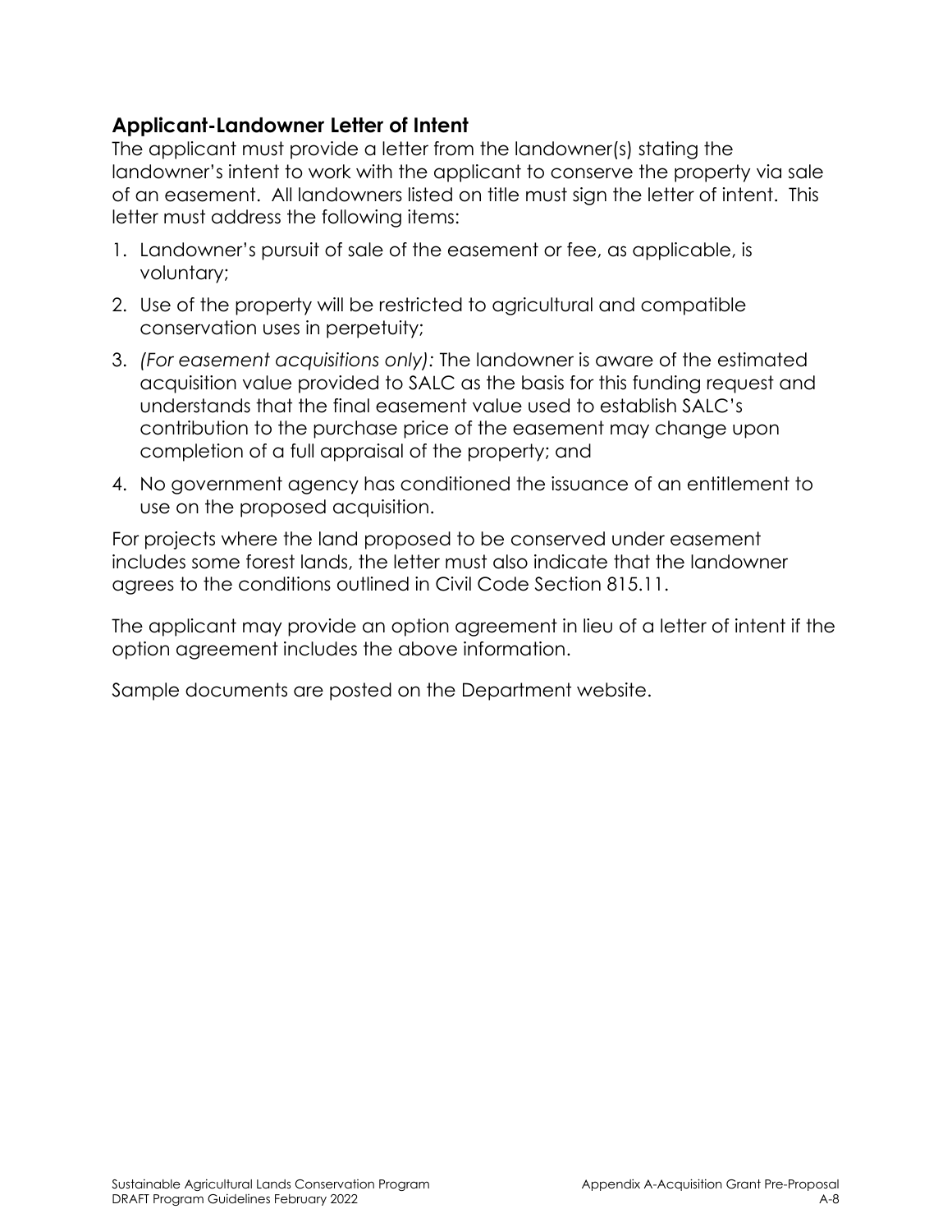## Applicant-Landowner Letter of Intent

The applicant must provide a letter from the landowner(s) stating the landowner's intent to work with the applicant to conserve the property via sale of an easement. All landowners listed on title must sign the letter of intent. This letter must address the following items:

1. Landowner's pursuit of sale of the easement or fee, as applicable, is voluntary;
2. Use of the property will be restricted to agricultural and compatible conservation uses in perpetuity;
3. *(For easement acquisitions only):* The landowner is aware of the estimated acquisition value provided to SALC as the basis for this funding request and understands that the final easement value used to establish SALC's contribution to the purchase price of the easement may change upon completion of a full appraisal of the property; and
4. No government agency has conditioned the issuance of an entitlement to use on the proposed acquisition.

For projects where the land proposed to be conserved under easement includes some forest lands, the letter must also indicate that the landowner agrees to the conditions outlined in Civil Code Section 815.11.

The applicant may provide an option agreement in lieu of a letter of intent if the option agreement includes the above information.

Sample documents are posted on the Department website.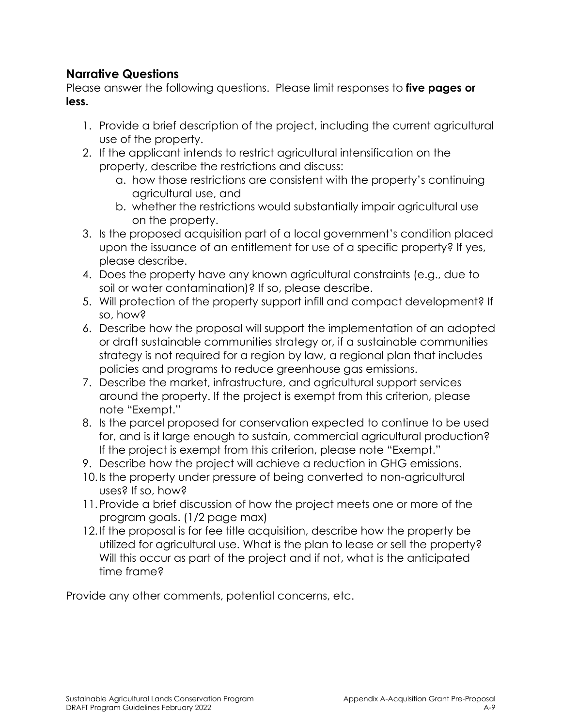## Narrative Questions

Please answer the following questions. Please limit responses to **five pages or less.**

1. Provide a brief description of the project, including the current agricultural use of the property.
2. If the applicant intends to restrict agricultural intensification on the property, describe the restrictions and discuss:
   a. how those restrictions are consistent with the property's continuing agricultural use, and
   b. whether the restrictions would substantially impair agricultural use on the property.
3. Is the proposed acquisition part of a local government's condition placed upon the issuance of an entitlement for use of a specific property? If yes, please describe.
4. Does the property have any known agricultural constraints (e.g., due to soil or water contamination)? If so, please describe.
5. Will protection of the property support infill and compact development? If so, how?
6. Describe how the proposal will support the implementation of an adopted or draft sustainable communities strategy or, if a sustainable communities strategy is not required for a region by law, a regional plan that includes policies and programs to reduce greenhouse gas emissions.
7. Describe the market, infrastructure, and agricultural support services around the property. If the project is exempt from this criterion, please note "Exempt."
8. Is the parcel proposed for conservation expected to continue to be used for, and is it large enough to sustain, commercial agricultural production? If the project is exempt from this criterion, please note "Exempt."
9. Describe how the project will achieve a reduction in GHG emissions.
10. Is the property under pressure of being converted to non-agricultural uses? If so, how?
11. Provide a brief discussion of how the project meets one or more of the program goals. (1/2 page max)
12. If the proposal is for fee title acquisition, describe how the property be utilized for agricultural use. What is the plan to lease or sell the property? Will this occur as part of the project and if not, what is the anticipated time frame?

Provide any other comments, potential concerns, etc.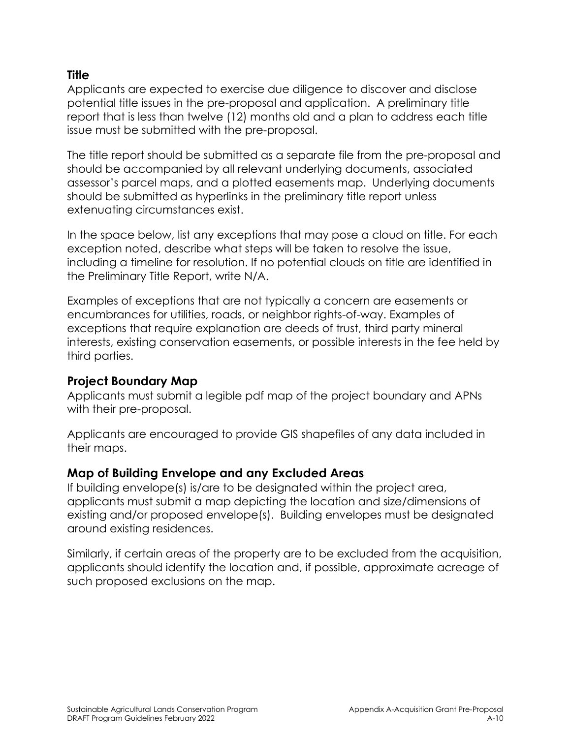### Title

Applicants are expected to exercise due diligence to discover and disclose potential title issues in the pre-proposal and application. A preliminary title report that is less than twelve (12) months old and a plan to address each title issue must be submitted with the pre-proposal.

The title report should be submitted as a separate file from the pre-proposal and should be accompanied by all relevant underlying documents, associated assessor's parcel maps, and a plotted easements map. Underlying documents should be submitted as hyperlinks in the preliminary title report unless extenuating circumstances exist.

In the space below, list any exceptions that may pose a cloud on title. For each exception noted, describe what steps will be taken to resolve the issue, including a timeline for resolution. If no potential clouds on title are identified in the Preliminary Title Report, write N/A.

Examples of exceptions that are not typically a concern are easements or encumbrances for utilities, roads, or neighbor rights-of-way. Examples of exceptions that require explanation are deeds of trust, third party mineral interests, existing conservation easements, or possible interests in the fee held by third parties.

### Project Boundary Map

Applicants must submit a legible pdf map of the project boundary and APNs with their pre-proposal.

Applicants are encouraged to provide GIS shapefiles of any data included in their maps.

### Map of Building Envelope and any Excluded Areas

If building envelope(s) is/are to be designated within the project area, applicants must submit a map depicting the location and size/dimensions of existing and/or proposed envelope(s). Building envelopes must be designated around existing residences.

Similarly, if certain areas of the property are to be excluded from the acquisition, applicants should identify the location and, if possible, approximate acreage of such proposed exclusions on the map.